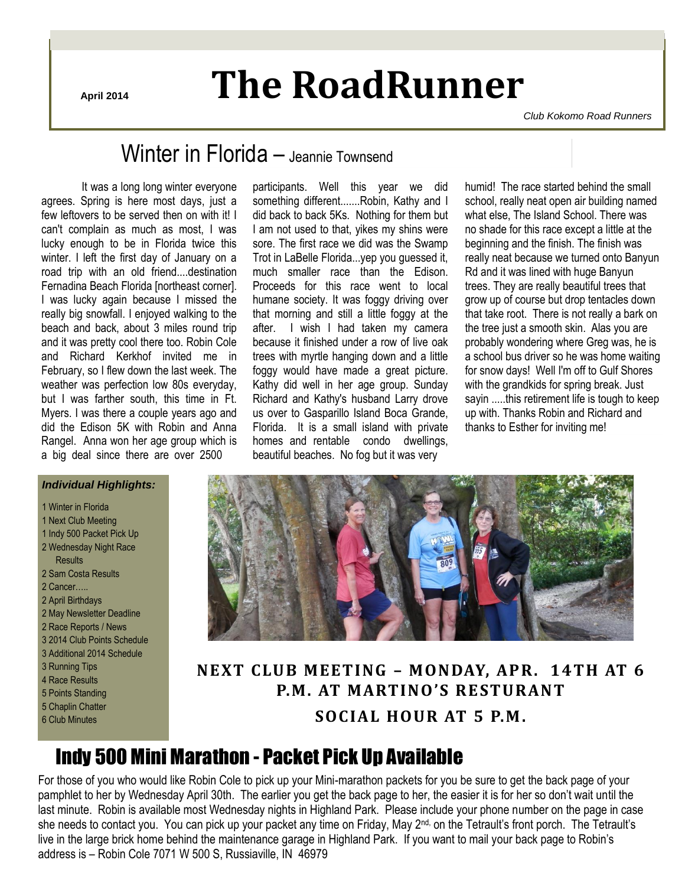April 2014

# The RoadRunner

*Club Kokomo Road Runners*

## Winter in Florida – Jeannie Townsend

It was a long long winter everyone agrees. Spring is here most days, just a few leftovers to be served then on with it! I can't complain as much as most, I was lucky enough to be in Florida twice this winter. I left the first day of January on a road trip with an old friend....destination Fernadina Beach Florida [northeast corner]. I was lucky again because I missed the really big snowfall. I enjoyed walking to the beach and back, about 3 miles round trip and it was pretty cool there too. Robin Cole and Richard Kerkhof invited me in February, so I flew down the last week. The weather was perfection low 80s everyday, but I was farther south, this time in Ft. Myers. I was there a couple years ago and did the Edison 5K with Robin and Anna Rangel. Anna won her age group which is a big deal since there are over 2500 participants. Well this year we did something different.......Robin, Kathy and I did back to back 5Ks. Nothing for them but I am not used to that, yikes my shins were sore. The first race we did was the Swamp Trot in LaBelle Florida...yep you guessed it, much smaller race than the Edison. Proceeds for this race went to local humane society. It was foggy driving over that morning and still a little foggy at the after. I wish I had taken my camera because it finished under a row of live oak trees with myrtle hanging down and a little foggy would have made a great picture. Kathy did well in her age group. Sunday Richard and Kathy's husband Larry drove us over to Gasparillo Island Boca Grande, Florida. It is a small island with private homes and rentable condo dwellings, beautiful beaches. No fog but it was very humid! The race started behind the small school, really neat open air building named what else, The Island School. There was no shade for this race except a little at the beginning and the finish. The finish was really neat because we turned onto Banyun Rd and it was lined with huge Banyun trees. They are really beautiful trees that grow up of course but drop tentacles down that take root. There is not really a bark on the tree just a smooth skin. Alas you are probably wondering where Greg was, he is a school bus driver so he was home waiting for snow days! Well I'm off to Gulf Shores with the grandkids for spring break. Just sayin .....this retirement life is tough to keep up with. Thanks Robin and Richard and thanks to Esther for inviting me!

***Individual Highlights:***

- 1 Winter in Florida
- 1 Next Club Meeting
- 1 Indy 500 Packet Pick Up
- 2 Wednesday Night Race Results
- 2 Sam Costa Results
- 2 Cancer…..
- 2 April Birthdays
- 2 May Newsletter Deadline
- 2 Race Reports / News
- 3 2014 Club Points Schedule
- 3 Additional 2014 Schedule
- 3 Running Tips
- 4 Race Results
- 5 Points Standing
- 5 Chaplin Chatter
- 6 Club Minutes

### NEXT CLUB MEETING – MONDAY, APR. 14TH AT 6 P.M. AT MARTINO'S RESTURANT

### SOCIAL HOUR AT 5 P.M.

## Indy 500 Mini Marathon - Packet Pick Up Available

For those of you who would like Robin Cole to pick up your Mini-marathon packets for you be sure to get the back page of your pamphlet to her by Wednesday April 30th. The earlier you get the back page to her, the easier it is for her so don't wait until the last minute. Robin is available most Wednesday nights in Highland Park. Please include your phone number on the page in case she needs to contact you. You can pick up your packet any time on Friday, May 2nd, on the Tetrault's front porch. The Tetrault's live in the large brick home behind the maintenance garage in Highland Park. If you want to mail your back page to Robin's address is – Robin Cole 7071 W 500 S, Russiaville, IN 46979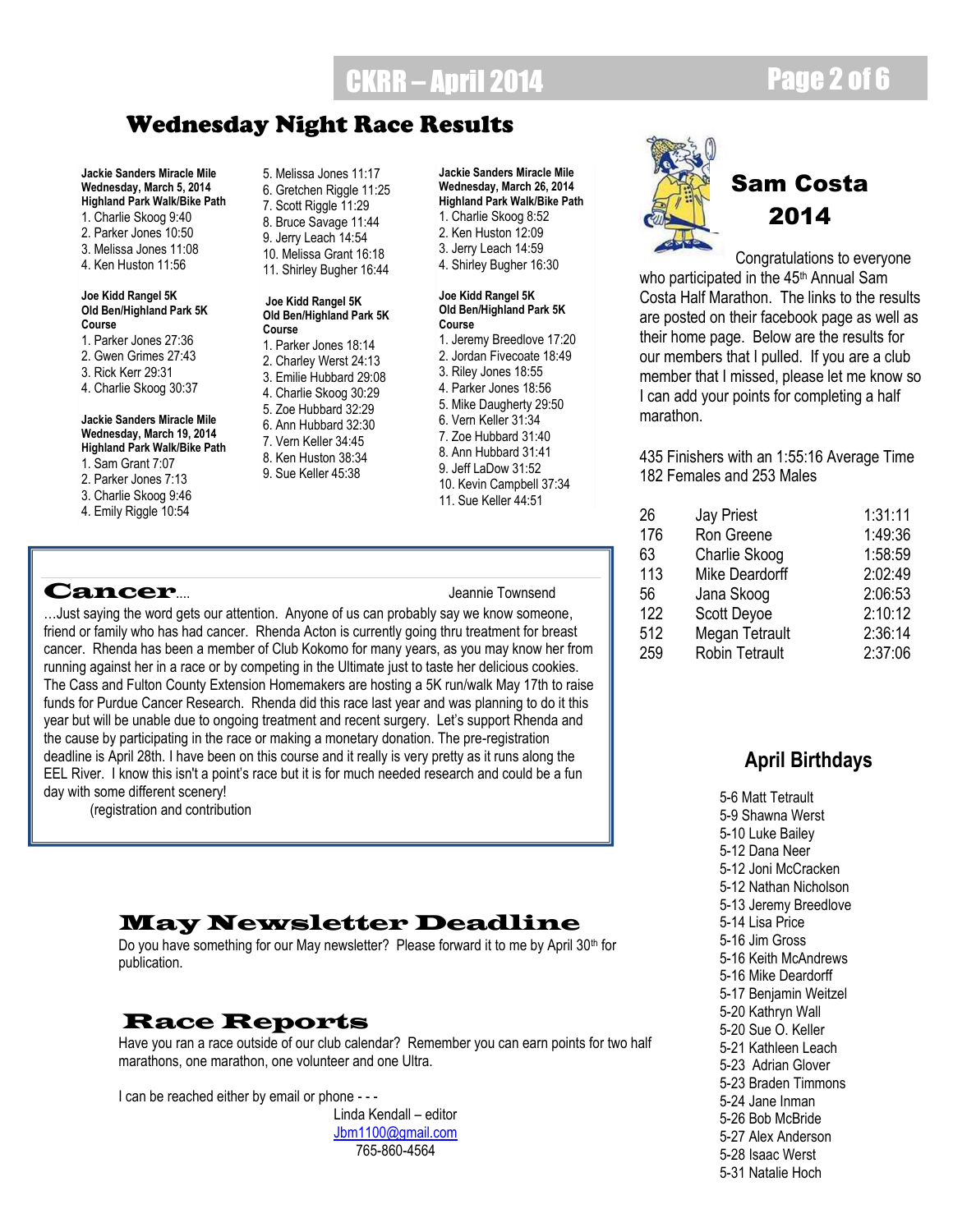## Wednesday Night Race Results

**Jackie Sanders Miracle Mile**
**Wednesday, March 5, 2014**
**Highland Park Walk/Bike Path**

1. Charlie Skoog 9:40
2. Parker Jones 10:50
3. Melissa Jones 11:08
4. Ken Huston 11:56

**Joe Kidd Rangel 5K**
**Old Ben/Highland Park 5K Course**

1. Parker Jones 27:36
2. Gwen Grimes 27:43
3. Rick Kerr 29:31
4. Charlie Skoog 30:37

**Jackie Sanders Miracle Mile**
**Wednesday, March 19, 2014**
**Highland Park Walk/Bike Path**

1. Sam Grant 7:07
2. Parker Jones 7:13
3. Charlie Skoog 9:46
4. Emily Riggle 10:54
5. Melissa Jones 11:17
6. Gretchen Riggle 11:25
7. Scott Riggle 11:29
8. Bruce Savage 11:44
9. Jerry Leach 14:54
10. Melissa Grant 16:18
11. Shirley Bugher 16:44

**Joe Kidd Rangel 5K**
**Old Ben/Highland Park 5K Course**

1. Parker Jones 18:14
2. Charley Werst 24:13
3. Emilie Hubbard 29:08
4. Charlie Skoog 30:29
5. Zoe Hubbard 32:29
6. Ann Hubbard 32:30
7. Vern Keller 34:45
8. Ken Huston 38:34
9. Sue Keller 45:38

**Jackie Sanders Miracle Mile**
**Wednesday, March 26, 2014**
**Highland Park Walk/Bike Path**

1. Charlie Skoog 8:52
2. Ken Huston 12:09
3. Jerry Leach 14:59
4. Shirley Bugher 16:30

**Joe Kidd Rangel 5K**
**Old Ben/Highland Park 5K Course**

1. Jeremy Breedlove 17:20
2. Jordan Fivecoate 18:49
3. Riley Jones 18:55
4. Parker Jones 18:56
5. Mike Daugherty 29:50
6. Vern Keller 31:34
7. Zoe Hubbard 31:40
8. Ann Hubbard 31:41
9. Jeff LaDow 31:52
10. Kevin Campbell 37:34
11. Sue Keller 44:51

## Sam Costa 2014

Congratulations to everyone who participated in the 45th Annual Sam Costa Half Marathon. The links to the results are posted on their facebook page as well as their home page. Below are the results for our members that I pulled. If you are a club member that I missed, please let me know so I can add your points for completing a half marathon.

435 Finishers with an 1:55:16 Average Time
182 Females and 253 Males

| | | |
|---|---|---|
| 26 | Jay Priest | 1:31:11 |
| 176 | Ron Greene | 1:49:36 |
| 63 | Charlie Skoog | 1:58:59 |
| 113 | Mike Deardorff | 2:02:49 |
| 56 | Jana Skoog | 2:06:53 |
| 122 | Scott Deyoe | 2:10:12 |
| 512 | Megan Tetrault | 2:36:14 |
| 259 | Robin Tetrault | 2:37:06 |

## Cancer....

Jeannie Townsend

…Just saying the word gets our attention. Anyone of us can probably say we know someone, friend or family who has had cancer. Rhenda Acton is currently going thru treatment for breast cancer. Rhenda has been a member of Club Kokomo for many years, as you may know her from running against her in a race or by competing in the Ultimate just to taste her delicious cookies. The Cass and Fulton County Extension Homemakers are hosting a 5K run/walk May 17th to raise funds for Purdue Cancer Research. Rhenda did this race last year and was planning to do it this year but will be unable due to ongoing treatment and recent surgery. Let's support Rhenda and the cause by participating in the race or making a monetary donation. The pre-registration deadline is April 28th. I have been on this course and it really is very pretty as it runs along the EEL River. I know this isn't a point's race but it is for much needed research and could be a fun day with some different scenery!

(registration and contribution

## April Birthdays

- 5-6 Matt Tetrault
- 5-9 Shawna Werst
- 5-10 Luke Bailey
- 5-12 Dana Neer
- 5-12 Joni McCracken
- 5-12 Nathan Nicholson
- 5-13 Jeremy Breedlove
- 5-14 Lisa Price
- 5-16 Jim Gross
- 5-16 Keith McAndrews
- 5-16 Mike Deardorff
- 5-17 Benjamin Weitzel
- 5-20 Kathryn Wall
- 5-20 Sue O. Keller
- 5-21 Kathleen Leach
- 5-23 Adrian Glover
- 5-23 Braden Timmons
- 5-24 Jane Inman
- 5-26 Bob McBride
- 5-27 Alex Anderson
- 5-28 Isaac Werst
- 5-31 Natalie Hoch

## May Newsletter Deadline

Do you have something for our May newsletter? Please forward it to me by April 30th for publication.

## Race Reports

Have you ran a race outside of our club calendar? Remember you can earn points for two half marathons, one marathon, one volunteer and one Ultra.

I can be reached either by email or phone - - -

Linda Kendall – editor
Jbm1100@gmail.com
765-860-4564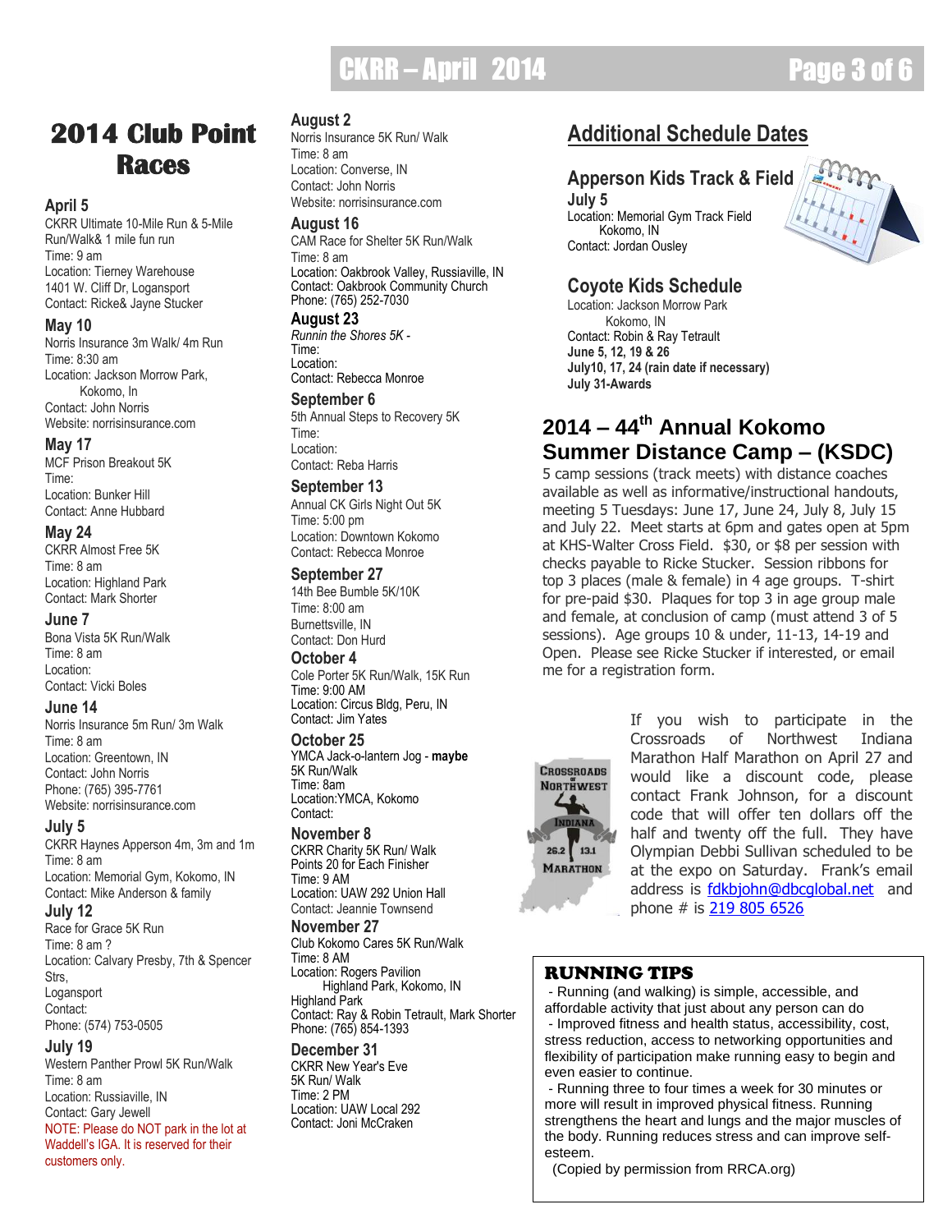# 2014 Club Point Races

**April 5**
CKRR Ultimate 10-Mile Run & 5-Mile Run/Walk& 1 mile fun run
Time: 9 am
Location: Tierney Warehouse
1401 W. Cliff Dr, Logansport
Contact: Ricke& Jayne Stucker

**May 10**
Norris Insurance 3m Walk/ 4m Run
Time: 8:30 am
Location: Jackson Morrow Park, Kokomo, In
Contact: John Norris
Website: norrisinsurance.com

**May 17**
MCF Prison Breakout 5K
Time:
Location: Bunker Hill
Contact: Anne Hubbard

**May 24**
CKRR Almost Free 5K
Time: 8 am
Location: Highland Park
Contact: Mark Shorter

**June 7**
Bona Vista 5K Run/Walk
Time: 8 am
Location:
Contact: Vicki Boles

**June 14**
Norris Insurance 5m Run/ 3m Walk
Time: 8 am
Location: Greentown, IN
Contact: John Norris
Phone: (765) 395-7761
Website: norrisinsurance.com

**July 5**
CKRR Haynes Apperson 4m, 3m and 1m
Time: 8 am
Location: Memorial Gym, Kokomo, IN
Contact: Mike Anderson & family

**July 12**
Race for Grace 5K Run
Time: 8 am ?
Location: Calvary Presby, 7th & Spencer Strs, Logansport
Contact:
Phone: (574) 753-0505

**July 19**
Western Panther Prowl 5K Run/Walk
Time: 8 am
Location: Russiaville, IN
Contact: Gary Jewell
NOTE: Please do NOT park in the lot at Waddell's IGA. It is reserved for their customers only.

**August 2**
Norris Insurance 5K Run/ Walk
Time: 8 am
Location: Converse, IN
Contact: John Norris
Website: norrisinsurance.com

**August 16**
CAM Race for Shelter 5K Run/Walk
Time: 8 am
Location: Oakbrook Valley, Russiaville, IN
Contact: Oakbrook Community Church
Phone: (765) 252-7030

**August 23**
*Runnin the Shores 5K -*
Time:
Location:
Contact: Rebecca Monroe

**September 6**
5th Annual Steps to Recovery 5K
Time:
Location:
Contact: Reba Harris

**September 13**
Annual CK Girls Night Out 5K
Time: 5:00 pm
Location: Downtown Kokomo
Contact: Rebecca Monroe

**September 27**
14th Bee Bumble 5K/10K
Time: 8:00 am
Burnettsville, IN
Contact: Don Hurd

**October 4**
Cole Porter 5K Run/Walk, 15K Run
Time: 9:00 AM
Location: Circus Bldg, Peru, IN
Contact: Jim Yates

**October 25**
YMCA Jack-o-lantern Jog - **maybe**
5K Run/Walk
Time: 8am
Location:YMCA, Kokomo
Contact:

**November 8**
CKRR Charity 5K Run/ Walk
Points 20 for Each Finisher
Time: 9 AM
Location: UAW 292 Union Hall
Contact: Jeannie Townsend

**November 27**
Club Kokomo Cares 5K Run/Walk
Time: 8 AM
Location: Rogers Pavilion
Highland Park, Kokomo, IN
Highland Park
Contact: Ray & Robin Tetrault, Mark Shorter
Phone: (765) 854-1393

**December 31**
CKRR New Year's Eve
5K Run/ Walk
Time: 2 PM
Location: UAW Local 292
Contact: Joni McCraken

## Additional Schedule Dates

### Apperson Kids Track & Field
**July 5**
Location: Memorial Gym Track Field
Kokomo, IN
Contact: Jordan Ousley

### Coyote Kids Schedule
Location: Jackson Morrow Park
Kokomo, IN
Contact: Robin & Ray Tetrault
**June 5, 12, 19 & 26**
**July10, 17, 24 (rain date if necessary)**
**July 31-Awards**

## 2014 – 44th Annual Kokomo Summer Distance Camp – (KSDC)

5 camp sessions (track meets) with distance coaches available as well as informative/instructional handouts, meeting 5 Tuesdays: June 17, June 24, July 8, July 15 and July 22. Meet starts at 6pm and gates open at 5pm at KHS-Walter Cross Field. $30, or $8 per session with checks payable to Ricke Stucker. Session ribbons for top 3 places (male & female) in 4 age groups. T-shirt for pre-paid $30. Plaques for top 3 in age group male and female, at conclusion of camp (must attend 3 of 5 sessions). Age groups 10 & under, 11-13, 14-19 and Open. Please see Ricke Stucker if interested, or email me for a registration form.

If you wish to participate in the Crossroads of Northwest Indiana Marathon Half Marathon on April 27 and would like a discount code, please contact Frank Johnson, for a discount code that will offer ten dollars off the half and twenty off the full. They have Olympian Debbi Sullivan scheduled to be at the expo on Saturday. Frank's email address is fdkbjohn@dbcglobal.net and phone # is 219 805 6526

## RUNNING TIPS

- Running (and walking) is simple, accessible, and affordable activity that just about any person can do
- Improved fitness and health status, accessibility, cost, stress reduction, access to networking opportunities and flexibility of participation make running easy to begin and even easier to continue.
- Running three to four times a week for 30 minutes or more will result in improved physical fitness. Running strengthens the heart and lungs and the major muscles of the body. Running reduces stress and can improve self-esteem.

(Copied by permission from RRCA.org)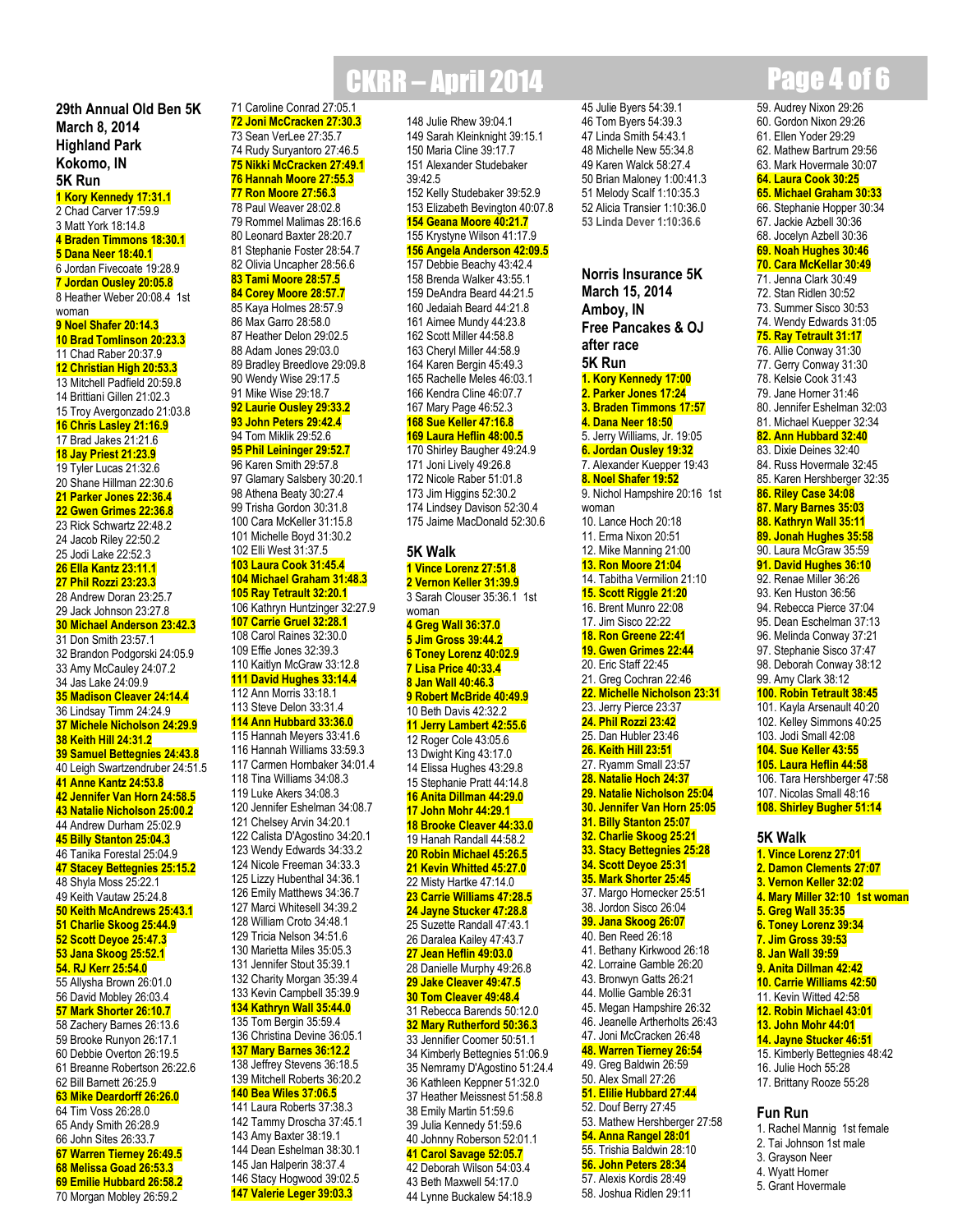## 29th Annual Old Ben 5K
## March 8, 2014
## Highland Park
## Kokomo, IN
## 5K Run

**1 Kory Kennedy 17:31.1**
2 Chad Carver 17:59.9
3 Matt York 18:14.8
**4 Braden Timmons 18:30.1**
**5 Dana Neer 18:40.1**
6 Jordan Fivecoate 19:28.9
**7 Jordan Ousley 20:05.8**
8 Heather Weber 20:08.4 1st woman
**9 Noel Shafer 20:14.3**
**10 Brad Tomlinson 20:23.3**
11 Chad Raber 20:37.9
**12 Christian High 20:53.3**
13 Mitchell Padfield 20:59.8
14 Brittiani Gillen 21:02.3
15 Troy Avergonzado 21:03.8
**16 Chris Lasley 21:16.9**
17 Brad Jakes 21:21.6
**18 Jay Priest 21:23.9**
19 Tyler Lucas 21:32.6
20 Shane Hillman 22:30.6
**21 Parker Jones 22:36.4**
**22 Gwen Grimes 22:36.8**
23 Rick Schwartz 22:48.2
24 Jacob Riley 22:50.2
25 Jodi Lake 22:52.3
**26 Ella Kantz 23:11.1**
**27 Phil Rozzi 23:23.3**
28 Andrew Doran 23:25.7
29 Jack Johnson 23:27.8
**30 Michael Anderson 23:42.3**
31 Don Smith 23:57.1
32 Brandon Podgorski 24:05.9
33 Amy McCauley 24:07.2
34 Jas Lake 24:09.9
**35 Madison Cleaver 24:14.4**
36 Lindsay Timm 24:24.9
**37 Michele Nicholson 24:29.9**
**38 Keith Hill 24:31.2**
**39 Samuel Bettegnies 24:43.8**
40 Leigh Swartzendruber 24:51.5
**41 Anne Kantz 24:53.8**
**42 Jennifer Van Horn 24:58.5**
**43 Natalie Nicholson 25:00.2**
44 Andrew Durham 25:02.9
**45 Billy Stanton 25:04.3**
46 Tanika Forestal 25:04.9
**47 Stacey Bettegnies 25:15.2**
48 Shyla Moss 25:22.1
49 Keith Vautaw 25:24.8
**50 Keith McAndrews 25:43.1**
**51 Charlie Skoog 25:44.9**
**52 Scott Deyoe 25:47.3**
**53 Jana Skoog 25:52.1**
**54. RJ Kerr 25:54.0**
55 Allysha Brown 26:01.0
56 David Mobley 26:03.4
**57 Mark Shorter 26:10.7**
58 Zachery Barnes 26:13.6
59 Brooke Runyon 26:17.1
60 Debbie Overton 26:19.5
61 Breanne Robertson 26:22.6
62 Bill Barnett 26:25.9
**63 Mike Deardorff 26:26.0**
64 Tim Voss 26:28.0
65 Andy Smith 26:28.9
66 John Sites 26:33.7
**67 Warren Tierney 26:49.5**
**68 Melissa Goad 26:53.3**
**69 Emilie Hubbard 26:58.2**
70 Morgan Mobley 26:59.2
71 Caroline Conrad 27:05.1
**72 Joni McCracken 27:30.3**
73 Sean VerLee 27:35.7
74 Rudy Suryantoro 27:46.5
**75 Nikki McCracken 27:49.1**
**76 Hannah Moore 27:55.3**
**77 Ron Moore 27:56.3**
78 Paul Weaver 28:02.8
79 Rommel Malimas 28:16.6
80 Leonard Baxter 28:20.7
81 Stephanie Foster 28:54.7
82 Olivia Uncapher 28:56.6
**83 Tami Moore 28:57.5**
**84 Corey Moore 28:57.7**
85 Kaya Holmes 28:57.9
86 Max Garro 28:58.0
87 Heather Delon 29:02.5
88 Adam Jones 29:03.0
89 Bradley Breedlove 29:09.8
90 Wendy Wise 29:17.5
91 Mike Wise 29:18.7
**92 Laurie Ousley 29:33.2**
**93 John Peters 29:42.4**
94 Tom Miklik 29:52.6
**95 Phil Leininger 29:52.7**
96 Karen Smith 29:57.8
97 Glamary Salsbery 30:20.1
98 Athena Beaty 30:27.4
99 Trisha Gordon 30:31.8
100 Cara McKeller 31:15.8
101 Michelle Boyd 31:30.2
102 Elli West 31:37.5
**103 Laura Cook 31:45.4**
**104 Michael Graham 31:48.3**
**105 Ray Tetrault 32:20.1**
106 Kathryn Huntzinger 32:27.9
**107 Carrie Gruel 32:28.1**
108 Carol Raines 32:30.0
109 Effie Jones 32:39.3
110 Kaitlyn McGraw 33:12.8
**111 David Hughes 33:14.4**
112 Ann Morris 33:18.1
113 Steve Delon 33:31.4
**114 Ann Hubbard 33:36.0**
115 Hannah Meyers 33:41.6
116 Hannah Williams 33:59.3
117 Carmen Hornbaker 34:01.4
118 Tina Williams 34:08.3
119 Luke Akers 34:08.3
120 Jennifer Eshelman 34:08.7
121 Chelsey Arvin 34:20.1
122 Calista D'Agostino 34:20.1
123 Wendy Edwards 34:33.2
124 Nicole Freeman 34:33.3
125 Lizzy Hubenthal 34:36.1
126 Emily Matthews 34:36.7
127 Marci Whitesell 34:39.2
128 William Croto 34:48.1
129 Tricia Nelson 34:51.6
130 Marietta Mills 35:05.3
131 Jennifer Stout 35:39.1
132 Charity Morgan 35:39.4
133 Kevin Campbell 35:39.9
**134 Kathryn Wall 35:44.0**
135 Tom Bergin 35:59.4
136 Christina Devine 36:05.1
**137 Mary Barnes 36:12.2**
138 Jeffrey Stevens 36:18.5
139 Mitchell Roberts 36:20.2
**140 Bea Wiles 37:06.5**
141 Laura Roberts 37:38.3
142 Tammy Droscha 37:45.1
143 Amy Baxter 38:19.1
144 Dean Eshelman 38:30.1
145 Jan Halperin 38:37.4
146 Stacy Hogwood 39:02.5
**147 Valerie Leger 39:03.3**
148 Julie Rhew 39:04.1
149 Sarah Kleinknight 39:15.1
150 Maria Cline 39:17.7
151 Alexander Studebaker 39:42.5
152 Kelly Studebaker 39:52.9
153 Elizabeth Bevington 40:07.8
**154 Geana Moore 40:21.7**
155 Krystyne Wilson 41:17.9
**156 Angela Langston 42:09.5**
157 Debbie Beachy 43:42.4
158 Brenda Walker 43:55.1
159 DeAndra Beard 44:21.5
160 Jedaiah Beard 44:21.8
161 Aimee Mundy 44:23.8
162 Scott Miller 44:58.8
163 Cheryl Miller 44:58.9
164 Karen Bergin 45:49.3
165 Rachelle Meles 46:03.1
166 Kendra Cline 46:07.7
167 Mary Page 46:52.3
**168 Sue Keller 47:16.8**
**169 Laura Heflin 48:00.5**
170 Shirley Baugher 49:24.9
171 Joni Lively 49:26.8
172 Nicole Raber 51:01.8
173 Jim Higgins 52:30.2
174 Lindsey Davison 52:30.4
175 Jaime MacDonald 52:30.6

## 5K Walk

**1 Vince Lorenz 27:51.8**
**2 Vernon Keller 31:39.9**
3 Sarah Clouser 35:36.1 1st woman
**4 Greg Wall 36:37.0**
**5 Jim Gross 39:44.2**
**6 Toney Lorenz 40:02.9**
**7 Lisa Price 40:33.4**
**8 Jan Wall 40:46.3**
**9 Robert McBride 40:49.9**
10 Beth Davis 42:32.2
**11 Jerry Lambert 42:55.6**
12 Roger Cole 43:05.6
13 Dwight King 43:17.0
14 Elissa Hughes 43:29.8
15 Stephanie Pratt 44:14.8
**16 Anita Dillman 44:29.0**
**17 John Mohr 44:29.1**
**18 Brooke Cleaver 44:33.0**
19 Hanah Randall 44:58.2
**20 Robin Michael 45:26.5**
**21 Kevin Whitted 45:27.0**
22 Misty Hartke 47:14.0
**23 Carrie Williams 47:28.5**
**24 Jayne Stucker 47:28.8**
25 Suzette Randall 47:43.1
26 Daralea Kailey 47:43.7
**27 Jean Heflin 49:03.0**
28 Danielle Murphy 49:26.8
**29 Jake Cleaver 49:47.5**
**30 Tom Cleaver 49:48.4**
31 Rebecca Barends 50:12.0
**32 Mary Rutherford 50:36.3**
33 Jennifer Coomer 50:51.1
34 Kimberly Bettegnies 51:06.9
35 Nemramy D'Agostino 51:24.4
36 Kathleen Keppner 51:32.0
37 Heather Meissnest 51:58.8
38 Emily Martin 51:59.6
39 Julia Kennedy 51:59.6
40 Johnny Roberson 52:01.1
**41 Carol Savage 52:05.7**
42 Deborah Wilson 54:03.4
43 Beth Maxwell 54:17.0
44 Lynne Buckalew 54:18.9
45 Julie Byers 54:39.1
46 Tom Byers 54:39.3
47 Linda Smith 54:43.1
48 Michelle New 55:34.8
49 Karen Walck 58:27.4
50 Brian Maloney 1:00:41.3
51 Melody Scalf 1:10:35.3
52 Alicia Transier 1:10:36.0
**53 Linda Dever 1:10:36.6**

## Norris Insurance 5K
## March 15, 2014
## Amboy, IN
## Free Pancakes & OJ after race
## 5K Run

**1. Kory Kennedy 17:00**
**2. Parker Jones 17:24**
**3. Braden Timmons 17:57**
**4. Dana Neer 18:50**
5. Jerry Williams, Jr. 19:05
**6. Jordan Ousley 19:32**
7. Alexander Kuepper 19:43
**8. Noel Shafer 19:52**
9. Nichol Hampshire 20:16 1st woman
10. Lance Hoch 20:18
11. Erma Nixon 20:51
12. Mike Manning 21:00
**13. Ron Moore 21:04**
14. Tabitha Vermilion 21:10
**15. Scott Riggle 21:20**
16. Brent Munro 22:08
17. Jim Sisco 22:22
**18. Ron Greene 22:41**
**19. Gwen Grimes 22:44**
20. Eric Staff 22:45
21. Greg Cochran 22:46
**22. Michelle Nicholson 23:31**
23. Jerry Pierce 23:37
**24. Phil Rozzi 23:42**
25. Dan Hubler 23:46
**26. Keith Hill 23:51**
27. Ryamm Small 23:57
**28. Natalie Hoch 24:37**
**29. Natalie Nicholson 25:04**
**30. Jennifer Van Horn 25:05**
**31. Billy Stanton 25:07**
**32. Charlie Skoog 25:21**
**33. Stacy Bettegnies 25:28**
**34. Scott Deyoe 25:31**
**35. Mark Shorter 25:45**
37. Margo Hornecker 25:51
38. Jordon Sisco 26:04
**39. Jana Skoog 26:07**
40. Ben Reed 26:18
41. Bethany Kirkwood 26:18
42. Lorraine Gamble 26:20
43. Bronwyn Gatts 26:21
44. Mollie Gamble 26:31
45. Megan Hampshire 26:32
46. Jeanelle Artherholts 26:43
47. Joni McCracken 26:48
**48. Warren Tierney 26:54**
49. Greg Baldwin 26:59
50. Alex Small 27:26
**51. Elilie Hubbard 27:44**
52. Douf Berry 27:45
53. Mathew Hershberger 27:58
**54. Anna Rangel 28:01**
55. Trishia Baldwin 28:10
**56. John Peters 28:34**
57. Alexis Kordis 28:49
58. Joshua Ridlen 29:11
59. Audrey Nixon 29:26
60. Gordon Nixon 29:26
61. Ellen Yoder 29:29
62. Mathew Bartrum 29:56
63. Mark Hovermale 30:07
**64. Laura Cook 30:25**
**65. Michael Graham 30:33**
66. Stephanie Hopper 30:34
67. Jackie Azbell 30:36
68. Jocelyn Azbell 30:36
**69. Noah Hughes 30:46**
**70. Cara McKellar 30:49**
71. Jenna Clark 30:49
72. Stan Ridlen 30:52
73. Summer Sisco 30:53
74. Wendy Edwards 31:05
**75. Ray Tetrault 31:17**
76. Allie Conway 31:30
77. Gerry Conway 31:30
78. Kelsie Cook 31:43
79. Jane Horner 31:46
80. Jennifer Eshelman 32:03
81. Michael Kuepper 32:34
**82. Ann Hubbard 32:40**
83. Dixie Deines 32:40
84. Russ Hovermale 32:45
85. Karen Hershberger 32:35
**86. Riley Case 34:08**
**87. Mary Barnes 35:03**
**88. Kathryn Wall 35:11**
**89. Jonah Hughes 35:58**
90. Laura McGraw 35:59
**91. David Hughes 36:10**
92. Renae Miller 36:26
93. Ken Huston 36:56
94. Rebecca Pierce 37:04
95. Dean Eschelman 37:13
96. Melinda Conway 37:21
97. Stephanie Sisco 37:47
98. Deborah Conway 38:12
99. Amy Clark 38:12
**100. Robin Tetrault 38:45**
101. Kayla Arsenault 40:20
102. Kelley Simmons 40:25
103. Jodi Small 42:08
**104. Sue Keller 43:55**
**105. Laura Heflin 44:58**
106. Tara Hershberger 47:58
107. Nicolas Small 48:16
**108. Shirley Bugher 51:14**

## 5K Walk

**1. Vince Lorenz 27:01**
**2. Damon Clements 27:07**
**3. Vernon Keller 32:02**
**4. Mary Miller 32:10 1st woman**
**5. Greg Wall 35:35**
**6. Toney Lorenz 39:34**
**7. Jim Gross 39:53**
**8. Jan Wall 39:59**
**9. Anita Dillman 42:42**
**10. Carrie Williams 42:50**
11. Kevin Witted 42:58
**12. Robin Michael 43:01**
**13. John Mohr 44:01**
**14. Jayne Stucker 46:51**
15. Kimberly Bettegnies 48:42
16. Julie Hoch 55:28
17. Brittany Rooze 55:28

## Fun Run

1. Rachel Mannig 1st female
2. Tai Johnson 1st male
3. Grayson Neer
4. Wyatt Horner
5. Grant Hovermale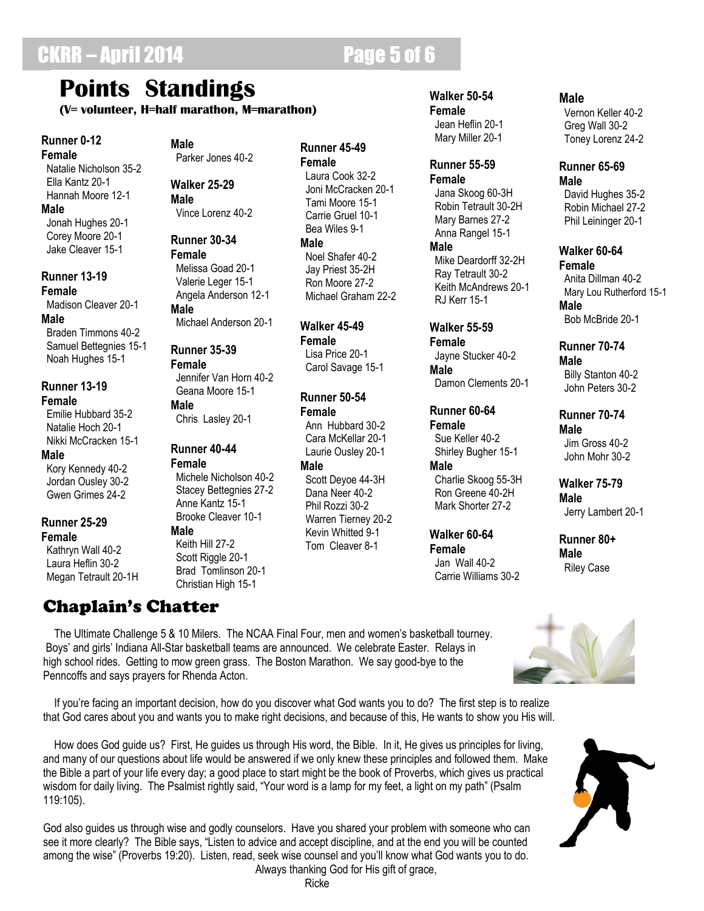# Points Standings

**(V= volunteer, H=half marathon, M=marathon)**

**Runner 0-12**
**Female**
Natalie Nicholson 35-2
Ella Kantz 20-1
Hannah Moore 12-1
**Male**
Jonah Hughes 20-1
Corey Moore 20-1
Jake Cleaver 15-1

**Runner 13-19**
**Female**
Madison Cleaver 20-1
**Male**
Braden Timmons 40-2
Samuel Bettegnies 15-1
Noah Hughes 15-1

**Runner 13-19**
**Female**
Emilie Hubbard 35-2
Natalie Hoch 20-1
Nikki McCracken 15-1
**Male**
Kory Kennedy 40-2
Jordan Ousley 30-2
Gwen Grimes 24-2

**Runner 25-29**
**Female**
Kathryn Wall 40-2
Laura Heflin 30-2
Megan Tetrault 20-1H
**Male**
Parker Jones 40-2

**Walker 25-29**
**Male**
Vince Lorenz 40-2

**Runner 30-34**
**Female**
Melissa Goad 20-1
Valerie Leger 15-1
Angela Anderson 12-1
**Male**
Michael Anderson 20-1

**Runner 35-39**
**Female**
Jennifer Van Horn 40-2
Geana Moore 15-1
**Male**
Chris Lasley 20-1

**Runner 40-44**
**Female**
Michele Nicholson 40-2
Stacey Bettegnies 27-2
Anne Kantz 15-1
Brooke Cleaver 10-1
**Male**
Keith Hill 27-2
Scott Riggle 20-1
Brad Tomlinson 20-1
Christian High 15-1

**Runner 45-49**
**Female**
Laura Cook 32-2
Joni McCracken 20-1
Tami Moore 15-1
Carrie Gruel 10-1
Bea Wiles 9-1
**Male**
Noel Shafer 40-2
Jay Priest 35-2H
Ron Moore 27-2
Michael Graham 22-2

**Walker 45-49**
**Female**
Lisa Price 20-1
Carol Savage 15-1

**Runner 50-54**
**Female**
Ann Hubbard 30-2
Cara McKellar 20-1
Laurie Ousley 20-1
**Male**
Scott Deyoe 44-3H
Dana Neer 40-2
Phil Rozzi 30-2
Warren Tierney 20-2
Kevin Whitted 9-1
Tom Cleaver 8-1

**Walker 50-54**
**Female**
Jean Heflin 20-1
Mary Miller 20-1

**Runner 55-59**
**Female**
Jana Skoog 60-3H
Robin Tetrault 30-2H
Mary Barnes 27-2
Anna Rangel 15-1
**Male**
Mike Deardorff 32-2H
Ray Tetrault 30-2
Keith McAndrews 20-1
RJ Kerr 15-1

**Walker 55-59**
**Female**
Jayne Stucker 40-2
**Male**
Damon Clements 20-1

**Runner 60-64**
**Female**
Sue Keller 40-2
Shirley Bugher 15-1
**Male**
Charlie Skoog 55-3H
Ron Greene 40-2H
Mark Shorter 27-2

**Walker 60-64**
**Female**
Jan Wall 40-2
Carrie Williams 30-2
**Male**
Vernon Keller 40-2
Greg Wall 30-2
Toney Lorenz 24-2

**Runner 65-69**
**Male**
David Hughes 35-2
Robin Michael 27-2
Phil Leininger 20-1

**Walker 60-64**
**Female**
Anita Dillman 40-2
Mary Lou Rutherford 15-1
**Male**
Bob McBride 20-1

**Runner 70-74**
**Male**
Billy Stanton 40-2
John Peters 30-2

**Runner 70-74**
**Male**
Jim Gross 40-2
John Mohr 30-2

**Walker 75-79**
**Male**
Jerry Lambert 20-1

**Runner 80+**
**Male**
Riley Case

## Chaplain's Chatter

The Ultimate Challenge 5 & 10 Milers. The NCAA Final Four, men and women's basketball tourney. Boys' and girls' Indiana All-Star basketball teams are announced. We celebrate Easter. Relays in high school rides. Getting to mow green grass. The Boston Marathon. We say good-bye to the Penncoffs and says prayers for Rhenda Acton.

If you're facing an important decision, how do you discover what God wants you to do? The first step is to realize that God cares about you and wants you to make right decisions, and because of this, He wants to show you His will.

How does God guide us? First, He guides us through His word, the Bible. In it, He gives us principles for living, and many of our questions about life would be answered if we only knew these principles and followed them. Make the Bible a part of your life every day; a good place to start might be the book of Proverbs, which gives us practical wisdom for daily living. The Psalmist rightly said, "Your word is a lamp for my feet, a light on my path" (Psalm 119:105).

God also guides us through wise and godly counselors. Have you shared your problem with someone who can see it more clearly? The Bible says, "Listen to advice and accept discipline, and at the end you will be counted among the wise" (Proverbs 19:20). Listen, read, seek wise counsel and you'll know what God wants you to do.

Always thanking God for His gift of grace,
Ricke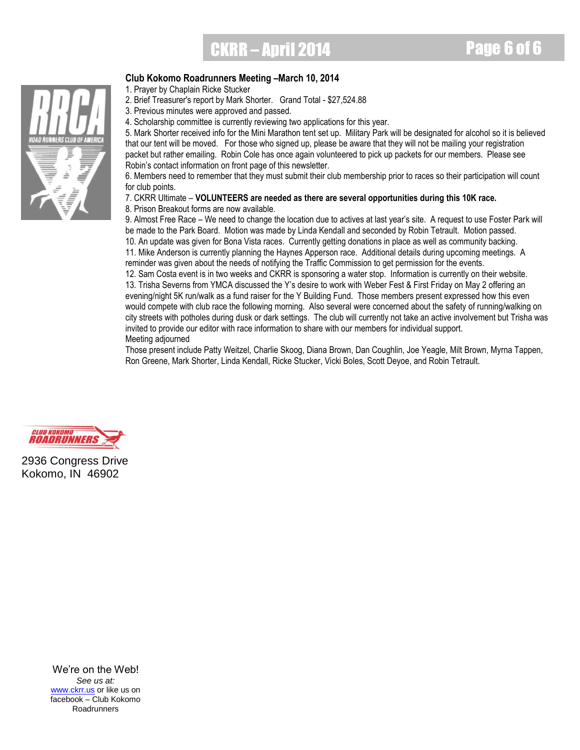## Club Kokomo Roadrunners Meeting –March 10, 2014

1. Prayer by Chaplain Ricke Stucker
2. Brief Treasurer's report by Mark Shorter. Grand Total - $27,524.88
3. Previous minutes were approved and passed.
4. Scholarship committee is currently reviewing two applications for this year.
5. Mark Shorter received info for the Mini Marathon tent set up. Military Park will be designated for alcohol so it is believed that our tent will be moved. For those who signed up, please be aware that they will not be mailing your registration packet but rather emailing. Robin Cole has once again volunteered to pick up packets for our members. Please see Robin's contact information on front page of this newsletter.
6. Members need to remember that they must submit their club membership prior to races so their participation will count for club points.
7. CKRR Ultimate – **VOLUNTEERS are needed as there are several opportunities during this 10K race.**
8. Prison Breakout forms are now available.
9. Almost Free Race – We need to change the location due to actives at last year's site. A request to use Foster Park will be made to the Park Board. Motion was made by Linda Kendall and seconded by Robin Tetrault. Motion passed.
10. An update was given for Bona Vista races. Currently getting donations in place as well as community backing.
11. Mike Anderson is currently planning the Haynes Apperson race. Additional details during upcoming meetings. A reminder was given about the needs of notifying the Traffic Commission to get permission for the events.
12. Sam Costa event is in two weeks and CKRR is sponsoring a water stop. Information is currently on their website.
13. Trisha Severns from YMCA discussed the Y's desire to work with Weber Fest & First Friday on May 2 offering an evening/night 5K run/walk as a fund raiser for the Y Building Fund. Those members present expressed how this even would compete with club race the following morning. Also several were concerned about the safety of running/walking on city streets with potholes during dusk or dark settings. The club will currently not take an active involvement but Trisha was invited to provide our editor with race information to share with our members for individual support.

Meeting adjourned

Those present include Patty Weitzel, Charlie Skoog, Diana Brown, Dan Coughlin, Joe Yeagle, Milt Brown, Myrna Tappen, Ron Greene, Mark Shorter, Linda Kendall, Ricke Stucker, Vicki Boles, Scott Deyoe, and Robin Tetrault.

CLUB KOKOMO ROADRUNNERS

2936 Congress Drive
Kokomo, IN 46902

We're on the Web!
*See us at:*
www.ckrr.us or like us on facebook – Club Kokomo Roadrunners